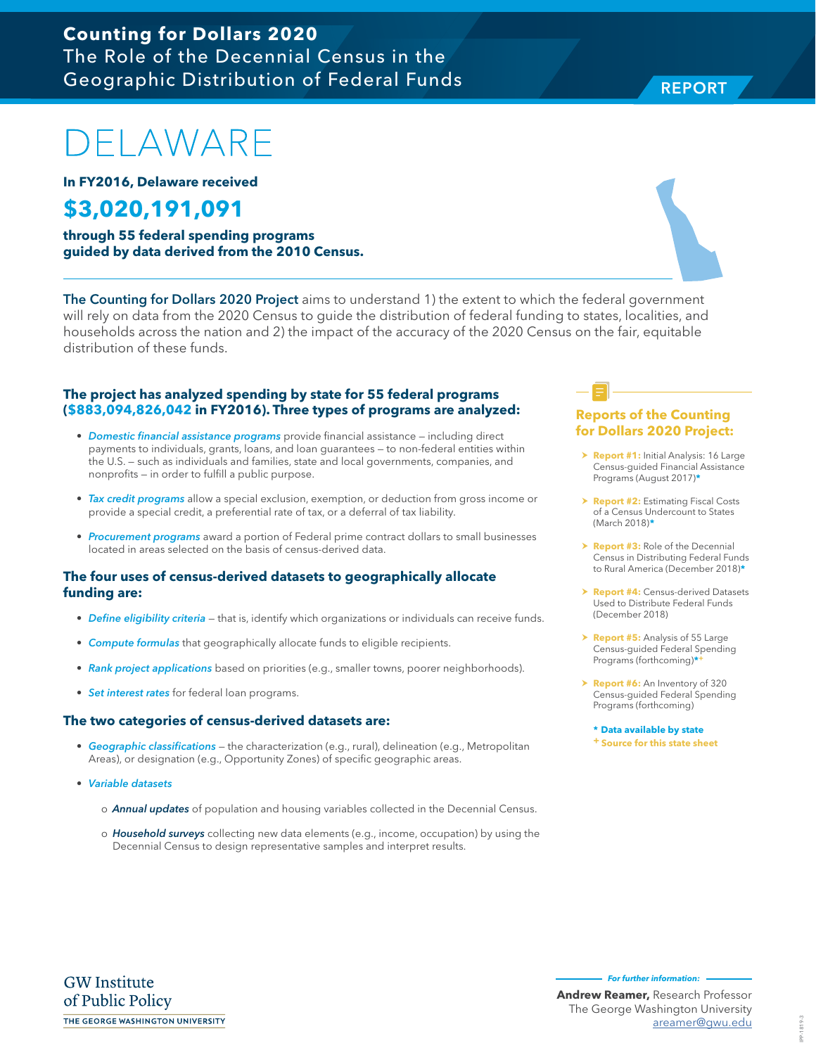**Counting for Dollars 2020**
The Role of the Decennial Census in the Geographic Distribution of Federal Funds

REPORT

# DELAWARE

**In FY2016, Delaware received**

## $3,020,191,091

**through 55 federal spending programs guided by data derived from the 2010 Census.**

**The Counting for Dollars 2020 Project** aims to understand 1) the extent to which the federal government will rely on data from the 2020 Census to guide the distribution of federal funding to states, localities, and households across the nation and 2) the impact of the accuracy of the 2020 Census on the fair, equitable distribution of these funds.

### The project has analyzed spending by state for 55 federal programs ($883,094,826,042 in FY2016). Three types of programs are analyzed:

- *Domestic financial assistance programs* provide financial assistance – including direct payments to individuals, grants, loans, and loan guarantees – to non-federal entities within the U.S. – such as individuals and families, state and local governments, companies, and nonprofits – in order to fulfill a public purpose.
- *Tax credit programs* allow a special exclusion, exemption, or deduction from gross income or provide a special credit, a preferential rate of tax, or a deferral of tax liability.
- *Procurement programs* award a portion of Federal prime contract dollars to small businesses located in areas selected on the basis of census-derived data.

### The four uses of census-derived datasets to geographically allocate funding are:

- *Define eligibility criteria* – that is, identify which organizations or individuals can receive funds.
- *Compute formulas* that geographically allocate funds to eligible recipients.
- *Rank project applications* based on priorities (e.g., smaller towns, poorer neighborhoods).
- *Set interest rates* for federal loan programs.

### The two categories of census-derived datasets are:

- *Geographic classifications* – the characterization (e.g., rural), delineation (e.g., Metropolitan Areas), or designation (e.g., Opportunity Zones) of specific geographic areas.
- *Variable datasets*
  - *Annual updates* of population and housing variables collected in the Decennial Census.
  - *Household surveys* collecting new data elements (e.g., income, occupation) by using the Decennial Census to design representative samples and interpret results.

### Reports of the Counting for Dollars 2020 Project:

- **Report #1:** Initial Analysis: 16 Large Census-guided Financial Assistance Programs (August 2017)*
- **Report #2:** Estimating Fiscal Costs of a Census Undercount to States (March 2018)*
- **Report #3:** Role of the Decennial Census in Distributing Federal Funds to Rural America (December 2018)*
- **Report #4:** Census-derived Datasets Used to Distribute Federal Funds (December 2018)
- **Report #5:** Analysis of 55 Large Census-guided Federal Spending Programs (forthcoming)*+
- **Report #6:** An Inventory of 320 Census-guided Federal Spending Programs (forthcoming)

\* Data available by state
\+ Source for this state sheet

GW Institute of Public Policy
THE GEORGE WASHINGTON UNIVERSITY

*For further information:*
**Andrew Reamer,** Research Professor
The George Washington University
areamer@gwu.edu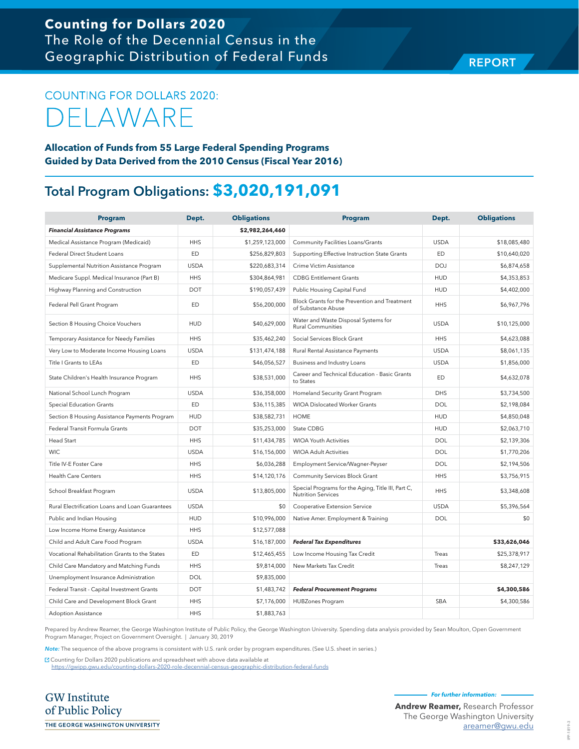# Counting for Dollars 2020
The Role of the Decennial Census in the Geographic Distribution of Federal Funds

REPORT

## COUNTING FOR DOLLARS 2020:

# DELAWARE

**Allocation of Funds from 55 Large Federal Spending Programs**
**Guided by Data Derived from the 2010 Census (Fiscal Year 2016)**

## Total Program Obligations: $3,020,191,091

| Program | Dept. | Obligations | Program | Dept. | Obligations |
|---|---|---|---|---|---|
| ***Financial Assistance Programs*** | | **$2,982,264,460** | | | |
| Medical Assistance Program (Medicaid) | HHS | $1,259,123,000 | Community Facilities Loans/Grants | USDA | $18,085,480 |
| Federal Direct Student Loans | ED | $256,829,803 | Supporting Effective Instruction State Grants | ED | $10,640,020 |
| Supplemental Nutrition Assistance Program | USDA | $220,683,314 | Crime Victim Assistance | DOJ | $6,874,658 |
| Medicare Suppl. Medical Insurance (Part B) | HHS | $304,864,981 | CDBG Entitlement Grants | HUD | $4,353,853 |
| Highway Planning and Construction | DOT | $190,057,439 | Public Housing Capital Fund | HUD | $4,402,000 |
| Federal Pell Grant Program | ED | $56,200,000 | Block Grants for the Prevention and Treatment of Substance Abuse | HHS | $6,967,796 |
| Section 8 Housing Choice Vouchers | HUD | $40,629,000 | Water and Waste Disposal Systems for Rural Communities | USDA | $10,125,000 |
| Temporary Assistance for Needy Families | HHS | $35,462,240 | Social Services Block Grant | HHS | $4,623,088 |
| Very Low to Moderate Income Housing Loans | USDA | $131,474,188 | Rural Rental Assistance Payments | USDA | $8,061,135 |
| Title I Grants to LEAs | ED | $46,056,527 | Business and Industry Loans | USDA | $1,856,000 |
| State Children's Health Insurance Program | HHS | $38,531,000 | Career and Technical Education - Basic Grants to States | ED | $4,632,078 |
| National School Lunch Program | USDA | $36,358,000 | Homeland Security Grant Program | DHS | $3,734,500 |
| Special Education Grants | ED | $36,115,385 | WIOA Dislocated Worker Grants | DOL | $2,198,084 |
| Section 8 Housing Assistance Payments Program | HUD | $38,582,731 | HOME | HUD | $4,850,048 |
| Federal Transit Formula Grants | DOT | $35,253,000 | State CDBG | HUD | $2,063,710 |
| Head Start | HHS | $11,434,785 | WIOA Youth Activities | DOL | $2,139,306 |
| WIC | USDA | $16,156,000 | WIOA Adult Activities | DOL | $1,770,206 |
| Title IV-E Foster Care | HHS | $6,036,288 | Employment Service/Wagner-Peyser | DOL | $2,194,506 |
| Health Care Centers | HHS | $14,120,176 | Community Services Block Grant | HHS | $3,756,915 |
| School Breakfast Program | USDA | $13,805,000 | Special Programs for the Aging, Title III, Part C, Nutrition Services | HHS | $3,348,608 |
| Rural Electrification Loans and Loan Guarantees | USDA | $0 | Cooperative Extension Service | USDA | $5,396,564 |
| Public and Indian Housing | HUD | $10,996,000 | Native Amer. Employment & Training | DOL | $0 |
| Low Income Home Energy Assistance | HHS | $12,577,088 | | | |
| Child and Adult Care Food Program | USDA | $16,187,000 | ***Federal Tax Expenditures*** | | **$33,626,046** |
| Vocational Rehabilitation Grants to the States | ED | $12,465,455 | Low Income Housing Tax Credit | Treas | $25,378,917 |
| Child Care Mandatory and Matching Funds | HHS | $9,814,000 | New Markets Tax Credit | Treas | $8,247,129 |
| Unemployment Insurance Administration | DOL | $9,835,000 | | | |
| Federal Transit - Capital Investment Grants | DOT | $1,483,742 | ***Federal Procurement Programs*** | | **$4,300,586** |
| Child Care and Development Block Grant | HHS | $7,176,000 | HUBZones Program | SBA | $4,300,586 |
| Adoption Assistance | HHS | $1,883,763 | | | |

Prepared by Andrew Reamer, the George Washington Institute of Public Policy, the George Washington University. Spending data analysis provided by Sean Moulton, Open Government Program Manager, Project on Government Oversight. | January 30, 2019

***Note:*** The sequence of the above programs is consistent with U.S. rank order by program expenditures. (See U.S. sheet in series.)

Counting for Dollars 2020 publications and spreadsheet with above data available at https://gwipp.gwu.edu/counting-dollars-2020-role-decennial-census-geographic-distribution-federal-funds

GW Institute of Public Policy
THE GEORGE WASHINGTON UNIVERSITY

*For further information:*

**Andrew Reamer,** Research Professor
The George Washington University
areamer@gwu.edu